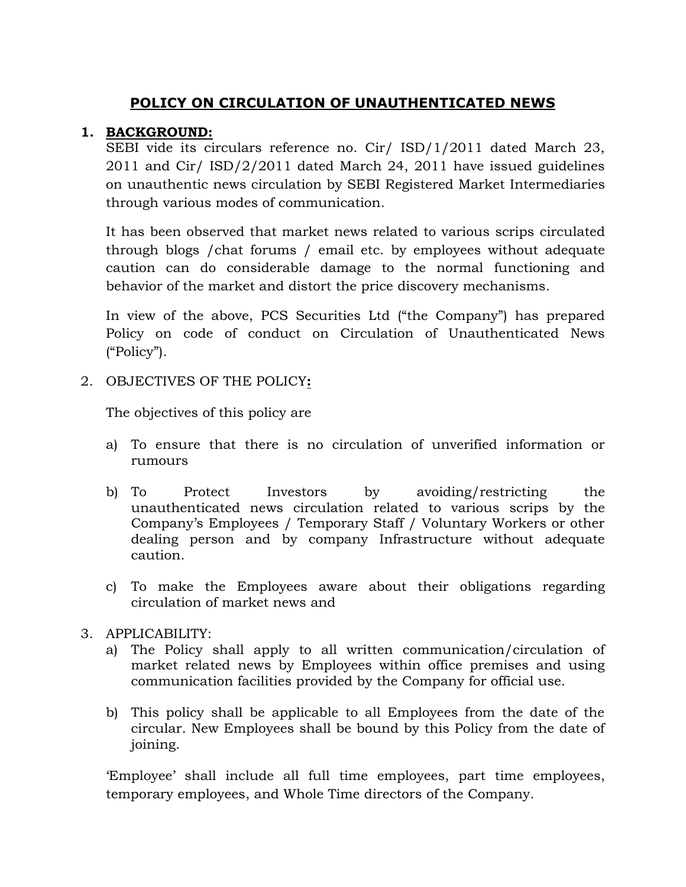# POLICY ON CIRCULATION OF UNAUTHENTICATED NEWS

## 1. BACKGROUND:

SEBI vide its circulars reference no. Cir/ ISD/1/2011 dated March 23, 2011 and Cir/ ISD/2/2011 dated March 24, 2011 have issued guidelines on unauthentic news circulation by SEBI Registered Market Intermediaries through various modes of communication.

It has been observed that market news related to various scrips circulated through blogs /chat forums / email etc. by employees without adequate caution can do considerable damage to the normal functioning and behavior of the market and distort the price discovery mechanisms.

In view of the above, PCS Securities Ltd ("the Company") has prepared Policy on code of conduct on Circulation of Unauthenticated News ("Policy").

## 2. OBJECTIVES OF THE POLICY:

The objectives of this policy are

a) To ensure that there is no circulation of unverified information or rumours

b) To Protect Investors by avoiding/restricting the unauthenticated news circulation related to various scrips by the Company's Employees / Temporary Staff / Voluntary Workers or other dealing person and by company Infrastructure without adequate caution.

c) To make the Employees aware about their obligations regarding circulation of market news and

## 3. APPLICABILITY:

a) The Policy shall apply to all written communication/circulation of market related news by Employees within office premises and using communication facilities provided by the Company for official use.

b) This policy shall be applicable to all Employees from the date of the circular. New Employees shall be bound by this Policy from the date of joining.

'Employee' shall include all full time employees, part time employees, temporary employees, and Whole Time directors of the Company.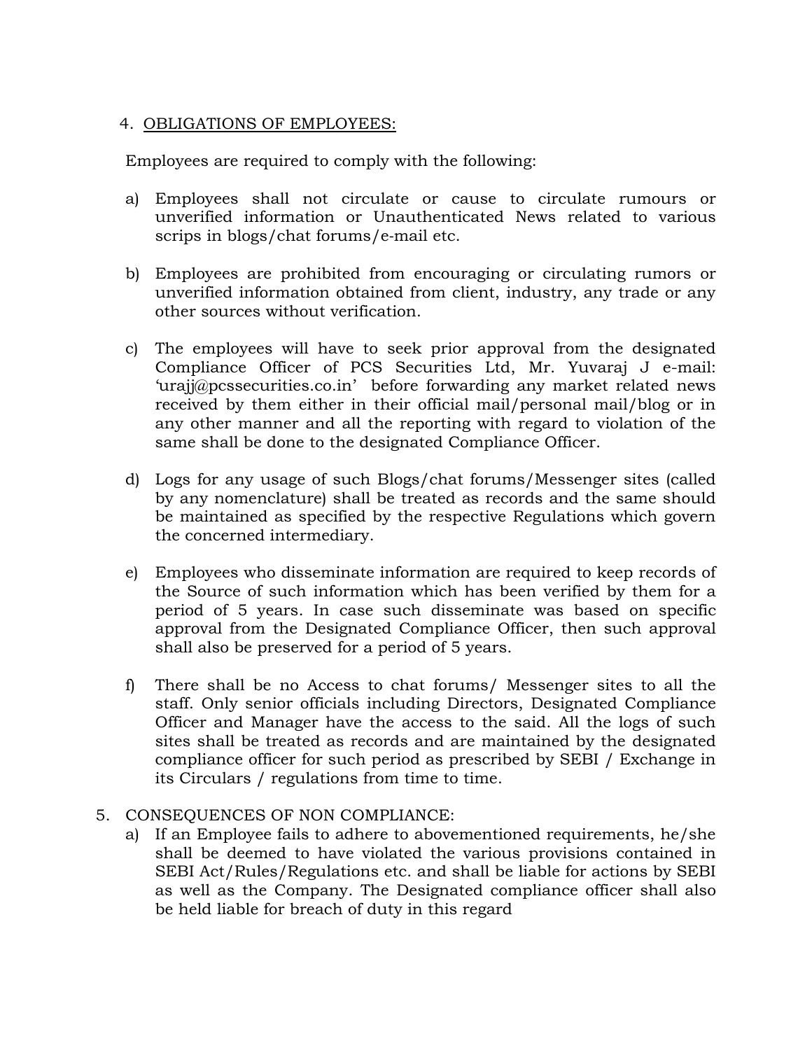4. <u>OBLIGATIONS OF EMPLOYEES:</u>

Employees are required to comply with the following:

a) Employees shall not circulate or cause to circulate rumours or unverified information or Unauthenticated News related to various scrips in blogs/chat forums/e-mail etc.

b) Employees are prohibited from encouraging or circulating rumors or unverified information obtained from client, industry, any trade or any other sources without verification.

c) The employees will have to seek prior approval from the designated Compliance Officer of PCS Securities Ltd, Mr. Yuvaraj J e-mail: 'urajj@pcssecurities.co.in' before forwarding any market related news received by them either in their official mail/personal mail/blog or in any other manner and all the reporting with regard to violation of the same shall be done to the designated Compliance Officer.

d) Logs for any usage of such Blogs/chat forums/Messenger sites (called by any nomenclature) shall be treated as records and the same should be maintained as specified by the respective Regulations which govern the concerned intermediary.

e) Employees who disseminate information are required to keep records of the Source of such information which has been verified by them for a period of 5 years. In case such disseminate was based on specific approval from the Designated Compliance Officer, then such approval shall also be preserved for a period of 5 years.

f) There shall be no Access to chat forums/ Messenger sites to all the staff. Only senior officials including Directors, Designated Compliance Officer and Manager have the access to the said. All the logs of such sites shall be treated as records and are maintained by the designated compliance officer for such period as prescribed by SEBI / Exchange in its Circulars / regulations from time to time.

5. CONSEQUENCES OF NON COMPLIANCE:

a) If an Employee fails to adhere to abovementioned requirements, he/she shall be deemed to have violated the various provisions contained in SEBI Act/Rules/Regulations etc. and shall be liable for actions by SEBI as well as the Company. The Designated compliance officer shall also be held liable for breach of duty in this regard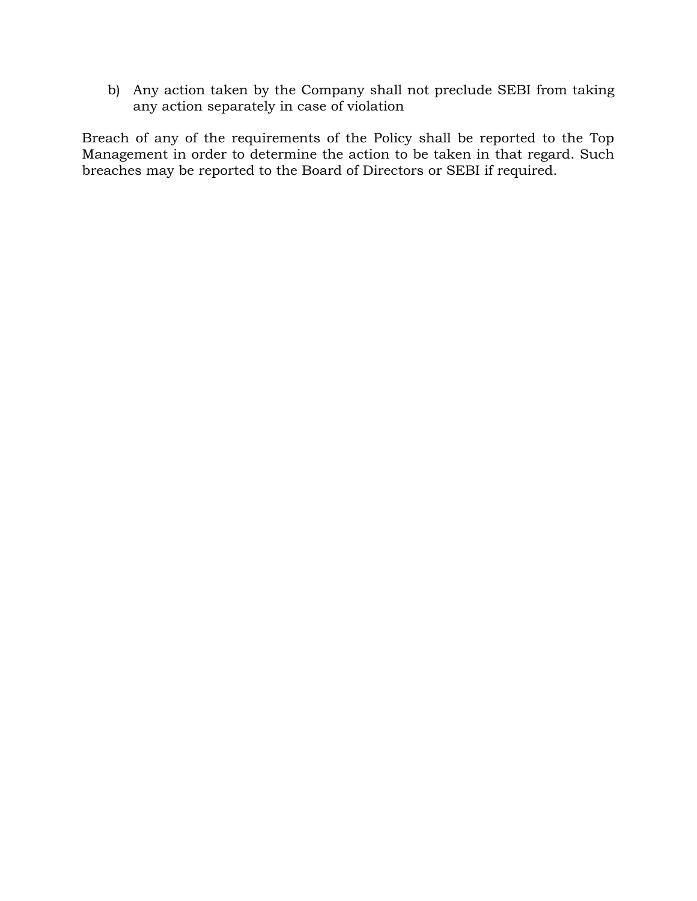b) Any action taken by the Company shall not preclude SEBI from taking any action separately in case of violation

Breach of any of the requirements of the Policy shall be reported to the Top Management in order to determine the action to be taken in that regard. Such breaches may be reported to the Board of Directors or SEBI if required.